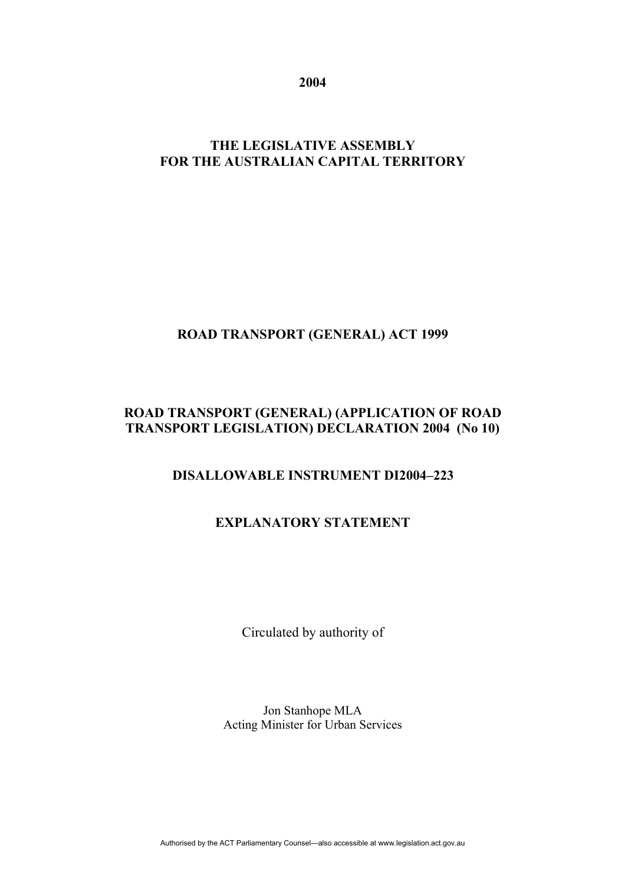**2004**

**THE LEGISLATIVE ASSEMBLY FOR THE AUSTRALIAN CAPITAL TERRITORY**

**ROAD TRANSPORT (GENERAL) ACT 1999**

**ROAD TRANSPORT (GENERAL) (APPLICATION OF ROAD TRANSPORT LEGISLATION) DECLARATION 2004 (No 10)**

**DISALLOWABLE INSTRUMENT DI2004–223**

**EXPLANATORY STATEMENT**

Circulated by authority of

Jon Stanhope MLA
Acting Minister for Urban Services

Authorised by the ACT Parliamentary Counsel—also accessible at www.legislation.act.gov.au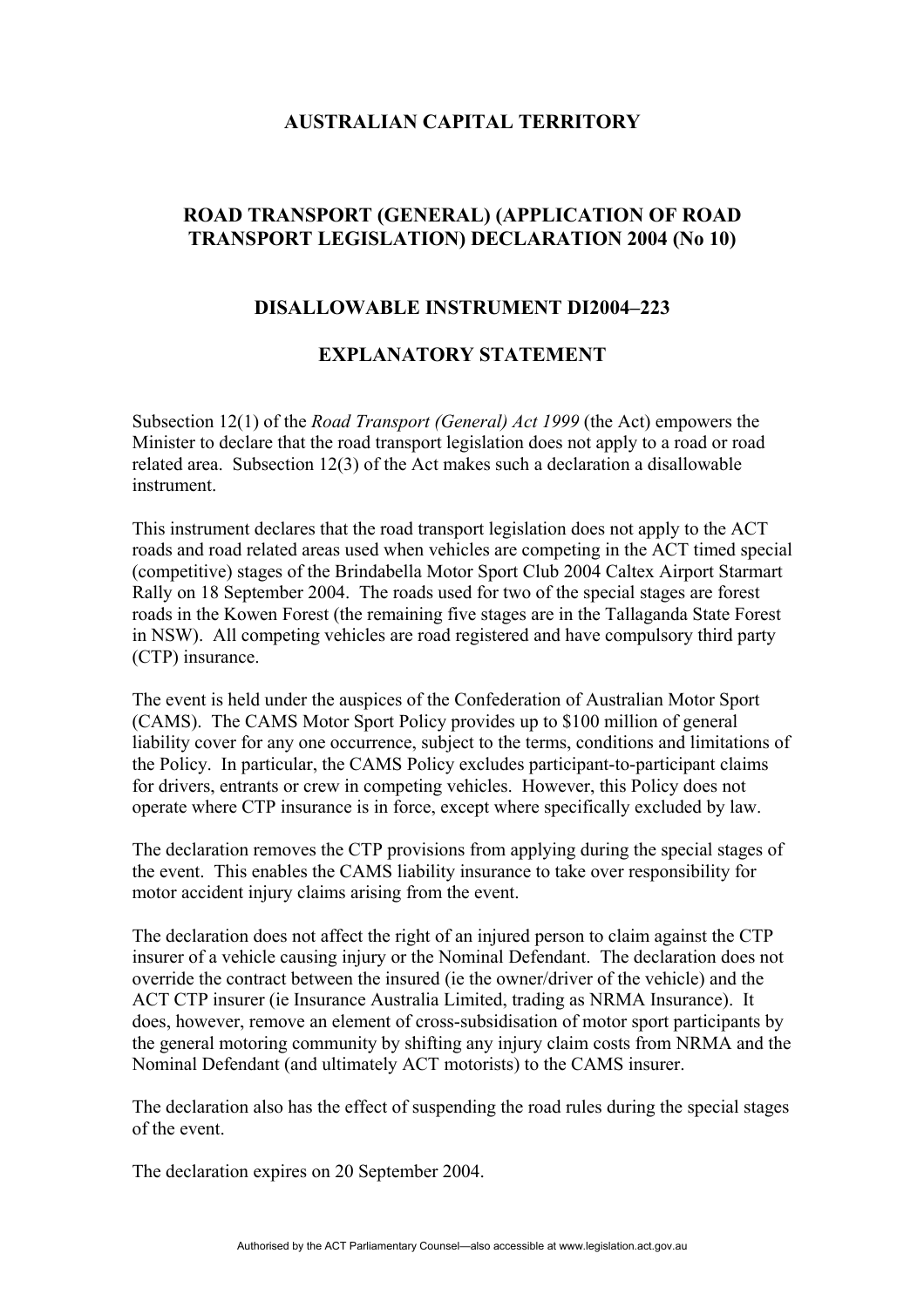# AUSTRALIAN CAPITAL TERRITORY

## ROAD TRANSPORT (GENERAL) (APPLICATION OF ROAD TRANSPORT LEGISLATION) DECLARATION 2004 (No 10)

## DISALLOWABLE INSTRUMENT DI2004–223

## EXPLANATORY STATEMENT

Subsection 12(1) of the *Road Transport (General) Act 1999* (the Act) empowers the Minister to declare that the road transport legislation does not apply to a road or road related area. Subsection 12(3) of the Act makes such a declaration a disallowable instrument.

This instrument declares that the road transport legislation does not apply to the ACT roads and road related areas used when vehicles are competing in the ACT timed special (competitive) stages of the Brindabella Motor Sport Club 2004 Caltex Airport Starmart Rally on 18 September 2004. The roads used for two of the special stages are forest roads in the Kowen Forest (the remaining five stages are in the Tallaganda State Forest in NSW). All competing vehicles are road registered and have compulsory third party (CTP) insurance.

The event is held under the auspices of the Confederation of Australian Motor Sport (CAMS). The CAMS Motor Sport Policy provides up to $100 million of general liability cover for any one occurrence, subject to the terms, conditions and limitations of the Policy. In particular, the CAMS Policy excludes participant-to-participant claims for drivers, entrants or crew in competing vehicles. However, this Policy does not operate where CTP insurance is in force, except where specifically excluded by law.

The declaration removes the CTP provisions from applying during the special stages of the event. This enables the CAMS liability insurance to take over responsibility for motor accident injury claims arising from the event.

The declaration does not affect the right of an injured person to claim against the CTP insurer of a vehicle causing injury or the Nominal Defendant. The declaration does not override the contract between the insured (ie the owner/driver of the vehicle) and the ACT CTP insurer (ie Insurance Australia Limited, trading as NRMA Insurance). It does, however, remove an element of cross-subsidisation of motor sport participants by the general motoring community by shifting any injury claim costs from NRMA and the Nominal Defendant (and ultimately ACT motorists) to the CAMS insurer.

The declaration also has the effect of suspending the road rules during the special stages of the event.

The declaration expires on 20 September 2004.